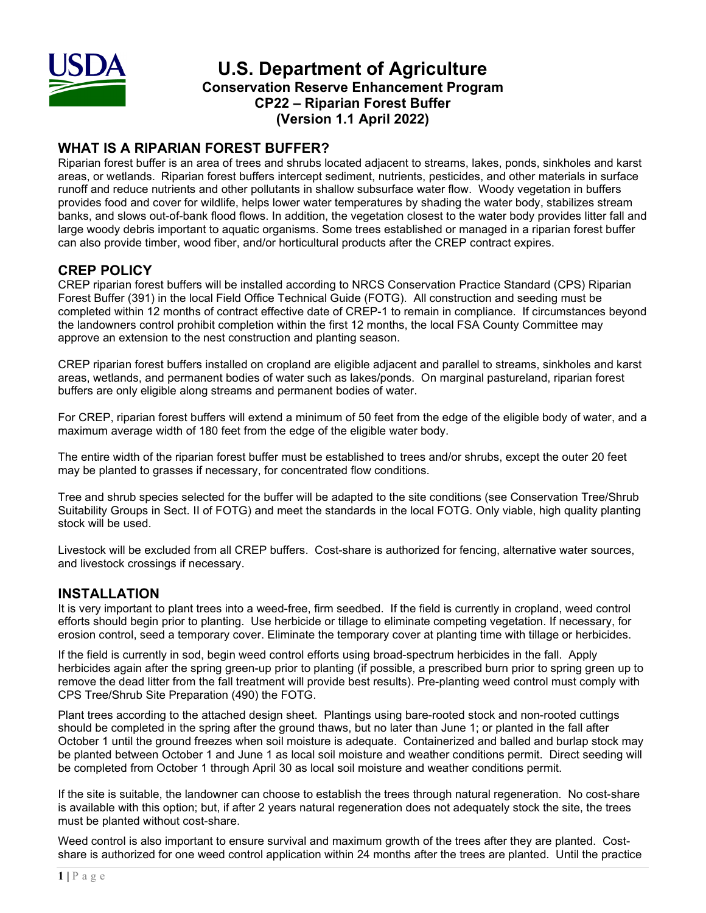# U.S. Department of Agriculture

**Conservation Reserve Enhancement Program**
**CP22 – Riparian Forest Buffer**
**(Version 1.1 April 2022)**

## WHAT IS A RIPARIAN FOREST BUFFER?

Riparian forest buffer is an area of trees and shrubs located adjacent to streams, lakes, ponds, sinkholes and karst areas, or wetlands. Riparian forest buffers intercept sediment, nutrients, pesticides, and other materials in surface runoff and reduce nutrients and other pollutants in shallow subsurface water flow. Woody vegetation in buffers provides food and cover for wildlife, helps lower water temperatures by shading the water body, stabilizes stream banks, and slows out-of-bank flood flows. In addition, the vegetation closest to the water body provides litter fall and large woody debris important to aquatic organisms. Some trees established or managed in a riparian forest buffer can also provide timber, wood fiber, and/or horticultural products after the CREP contract expires.

## CREP POLICY

CREP riparian forest buffers will be installed according to NRCS Conservation Practice Standard (CPS) Riparian Forest Buffer (391) in the local Field Office Technical Guide (FOTG). All construction and seeding must be completed within 12 months of contract effective date of CREP-1 to remain in compliance. If circumstances beyond the landowners control prohibit completion within the first 12 months, the local FSA County Committee may approve an extension to the nest construction and planting season.

CREP riparian forest buffers installed on cropland are eligible adjacent and parallel to streams, sinkholes and karst areas, wetlands, and permanent bodies of water such as lakes/ponds. On marginal pastureland, riparian forest buffers are only eligible along streams and permanent bodies of water.

For CREP, riparian forest buffers will extend a minimum of 50 feet from the edge of the eligible body of water, and a maximum average width of 180 feet from the edge of the eligible water body.

The entire width of the riparian forest buffer must be established to trees and/or shrubs, except the outer 20 feet may be planted to grasses if necessary, for concentrated flow conditions.

Tree and shrub species selected for the buffer will be adapted to the site conditions (see Conservation Tree/Shrub Suitability Groups in Sect. II of FOTG) and meet the standards in the local FOTG. Only viable, high quality planting stock will be used.

Livestock will be excluded from all CREP buffers. Cost-share is authorized for fencing, alternative water sources, and livestock crossings if necessary.

## INSTALLATION

It is very important to plant trees into a weed-free, firm seedbed. If the field is currently in cropland, weed control efforts should begin prior to planting. Use herbicide or tillage to eliminate competing vegetation. If necessary, for erosion control, seed a temporary cover. Eliminate the temporary cover at planting time with tillage or herbicides.

If the field is currently in sod, begin weed control efforts using broad-spectrum herbicides in the fall. Apply herbicides again after the spring green-up prior to planting (if possible, a prescribed burn prior to spring green up to remove the dead litter from the fall treatment will provide best results). Pre-planting weed control must comply with CPS Tree/Shrub Site Preparation (490) the FOTG.

Plant trees according to the attached design sheet. Plantings using bare-rooted stock and non-rooted cuttings should be completed in the spring after the ground thaws, but no later than June 1; or planted in the fall after October 1 until the ground freezes when soil moisture is adequate. Containerized and balled and burlap stock may be planted between October 1 and June 1 as local soil moisture and weather conditions permit. Direct seeding will be completed from October 1 through April 30 as local soil moisture and weather conditions permit.

If the site is suitable, the landowner can choose to establish the trees through natural regeneration. No cost-share is available with this option; but, if after 2 years natural regeneration does not adequately stock the site, the trees must be planted without cost-share.

Weed control is also important to ensure survival and maximum growth of the trees after they are planted. Cost-share is authorized for one weed control application within 24 months after the trees are planted. Until the practice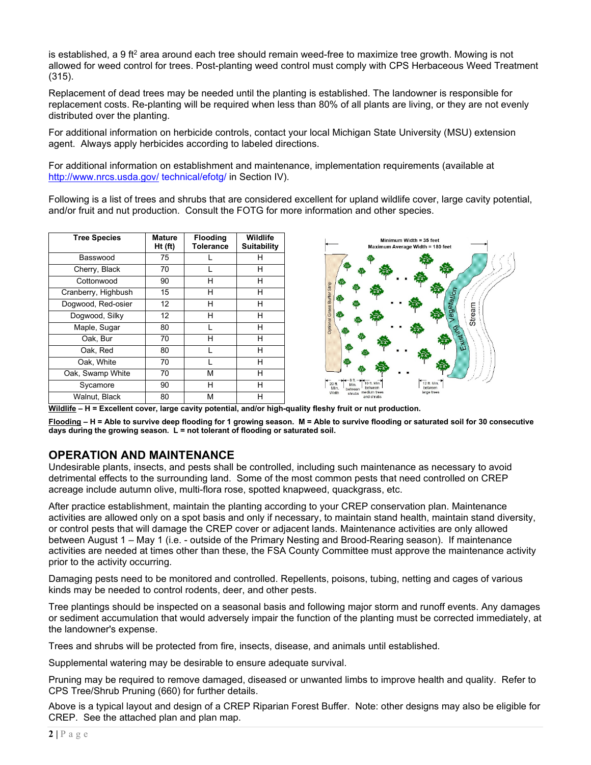is established, a 9 $ft^2$ area around each tree should remain weed-free to maximize tree growth. Mowing is not allowed for weed control for trees. Post-planting weed control must comply with CPS Herbaceous Weed Treatment (315).

Replacement of dead trees may be needed until the planting is established. The landowner is responsible for replacement costs. Re-planting will be required when less than 80% of all plants are living, or they are not evenly distributed over the planting.

For additional information on herbicide controls, contact your local Michigan State University (MSU) extension agent. Always apply herbicides according to labeled directions.

For additional information on establishment and maintenance, implementation requirements (available at http://www.nrcs.usda.gov/ technical/efotg/ in Section IV).

Following is a list of trees and shrubs that are considered excellent for upland wildlife cover, large cavity potential, and/or fruit and nut production. Consult the FOTG for more information and other species.

| Tree Species | Mature Ht (ft) | Flooding Tolerance | Wildlife Suitability |
|---|---|---|---|
| Basswood | 75 | L | H |
| Cherry, Black | 70 | L | H |
| Cottonwood | 90 | H | H |
| Cranberry, Highbush | 15 | H | H |
| Dogwood, Red-osier | 12 | H | H |
| Dogwood, Silky | 12 | H | H |
| Maple, Sugar | 80 | L | H |
| Oak, Bur | 70 | H | H |
| Oak, Red | 80 | L | H |
| Oak, White | 70 | L | H |
| Oak, Swamp White | 70 | M | H |
| Sycamore | 90 | H | H |
| Walnut, Black | 80 | M | H |

**Wildlife – H = Excellent cover, large cavity potential, and/or high-quality fleshy fruit or nut production.**

**Flooding – H = Able to survive deep flooding for 1 growing season. M = Able to survive flooding or saturated soil for 30 consecutive days during the growing season. L = not tolerant of flooding or saturated soil.**

## OPERATION AND MAINTENANCE

Undesirable plants, insects, and pests shall be controlled, including such maintenance as necessary to avoid detrimental effects to the surrounding land. Some of the most common pests that need controlled on CREP acreage include autumn olive, multi-flora rose, spotted knapweed, quackgrass, etc.

After practice establishment, maintain the planting according to your CREP conservation plan. Maintenance activities are allowed only on a spot basis and only if necessary, to maintain stand health, maintain stand diversity, or control pests that will damage the CREP cover or adjacent lands. Maintenance activities are only allowed between August 1 – May 1 (i.e. - outside of the Primary Nesting and Brood-Rearing season). If maintenance activities are needed at times other than these, the FSA County Committee must approve the maintenance activity prior to the activity occurring.

Damaging pests need to be monitored and controlled. Repellents, poisons, tubing, netting and cages of various kinds may be needed to control rodents, deer, and other pests.

Tree plantings should be inspected on a seasonal basis and following major storm and runoff events. Any damages or sediment accumulation that would adversely impair the function of the planting must be corrected immediately, at the landowner's expense.

Trees and shrubs will be protected from fire, insects, disease, and animals until established.

Supplemental watering may be desirable to ensure adequate survival.

Pruning may be required to remove damaged, diseased or unwanted limbs to improve health and quality. Refer to CPS Tree/Shrub Pruning (660) for further details.

Above is a typical layout and design of a CREP Riparian Forest Buffer. Note: other designs may also be eligible for CREP. See the attached plan and plan map.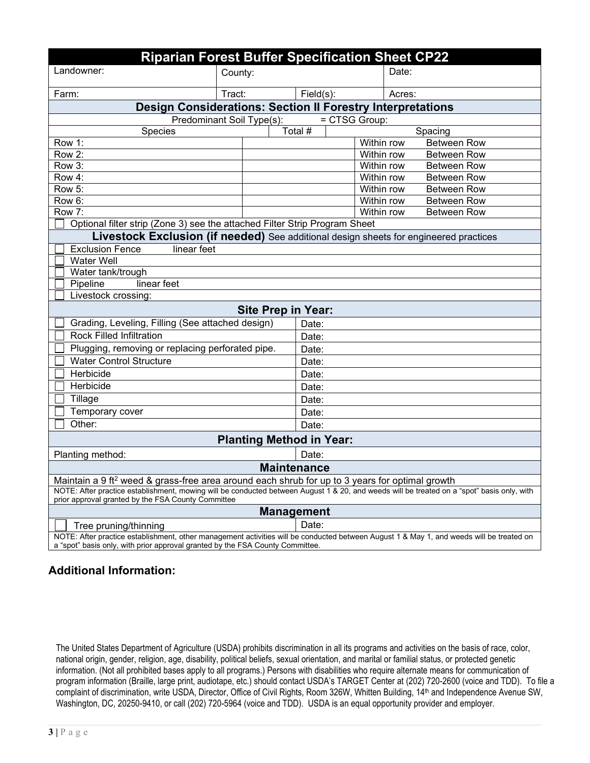## Riparian Forest Buffer Specification Sheet CP22

| | | | |
|---|---|---|---|
| Landowner: | County: | | Date: |
| Farm: | Tract: | Field(s): | Acres: |

### Design Considerations: Section II Forestry Interpretations

Predominant Soil Type(s): = CTSG Group:

| Species | Total # | Spacing | |
|---|---|---|---|
| Row 1: | | Within row | Between Row |
| Row 2: | | Within row | Between Row |
| Row 3: | | Within row | Between Row |
| Row 4: | | Within row | Between Row |
| Row 5: | | Within row | Between Row |
| Row 6: | | Within row | Between Row |
| Row 7: | | Within row | Between Row |

☐ Optional filter strip (Zone 3) see the attached Filter Strip Program Sheet

### Livestock Exclusion (if needed) See additional design sheets for engineered practices

- ☐ Exclusion Fence linear feet
- ☐ Water Well
- ☐ Water tank/trough
- ☐ Pipeline linear feet
- ☐ Livestock crossing:

### Site Prep in Year:

| | |
|---|---|
| ☐ Grading, Leveling, Filling (See attached design) | Date: |
| ☐ Rock Filled Infiltration | Date: |
| ☐ Plugging, removing or replacing perforated pipe. | Date: |
| ☐ Water Control Structure | Date: |
| ☐ Herbicide | Date: |
| ☐ Herbicide | Date: |
| ☐ Tillage | Date: |
| ☐ Temporary cover | Date: |
| ☐ Other: | Date: |

### Planting Method in Year:

| | |
|---|---|
| Planting method: | Date: |

### Maintenance

Maintain a 9 ft$^2$ weed & grass-free area around each shrub for up to 3 years for optimal growth

NOTE: After practice establishment, mowing will be conducted between August 1 & 20, and weeds will be treated on a "spot" basis only, with prior approval granted by the FSA County Committee

### Management

| | |
|---|---|
| ☐ Tree pruning/thinning | Date: |

NOTE: After practice establishment, other management activities will be conducted between August 1 & May 1, and weeds will be treated on a "spot" basis only, with prior approval granted by the FSA County Committee.

## Additional Information:

The United States Department of Agriculture (USDA) prohibits discrimination in all its programs and activities on the basis of race, color, national origin, gender, religion, age, disability, political beliefs, sexual orientation, and marital or familial status, or protected genetic information. (Not all prohibited bases apply to all programs.) Persons with disabilities who require alternate means for communication of program information (Braille, large print, audiotape, etc.) should contact USDA's TARGET Center at (202) 720-2600 (voice and TDD). To file a complaint of discrimination, write USDA, Director, Office of Civil Rights, Room 326W, Whitten Building, 14th and Independence Avenue SW, Washington, DC, 20250-9410, or call (202) 720-5964 (voice and TDD). USDA is an equal opportunity provider and employer.